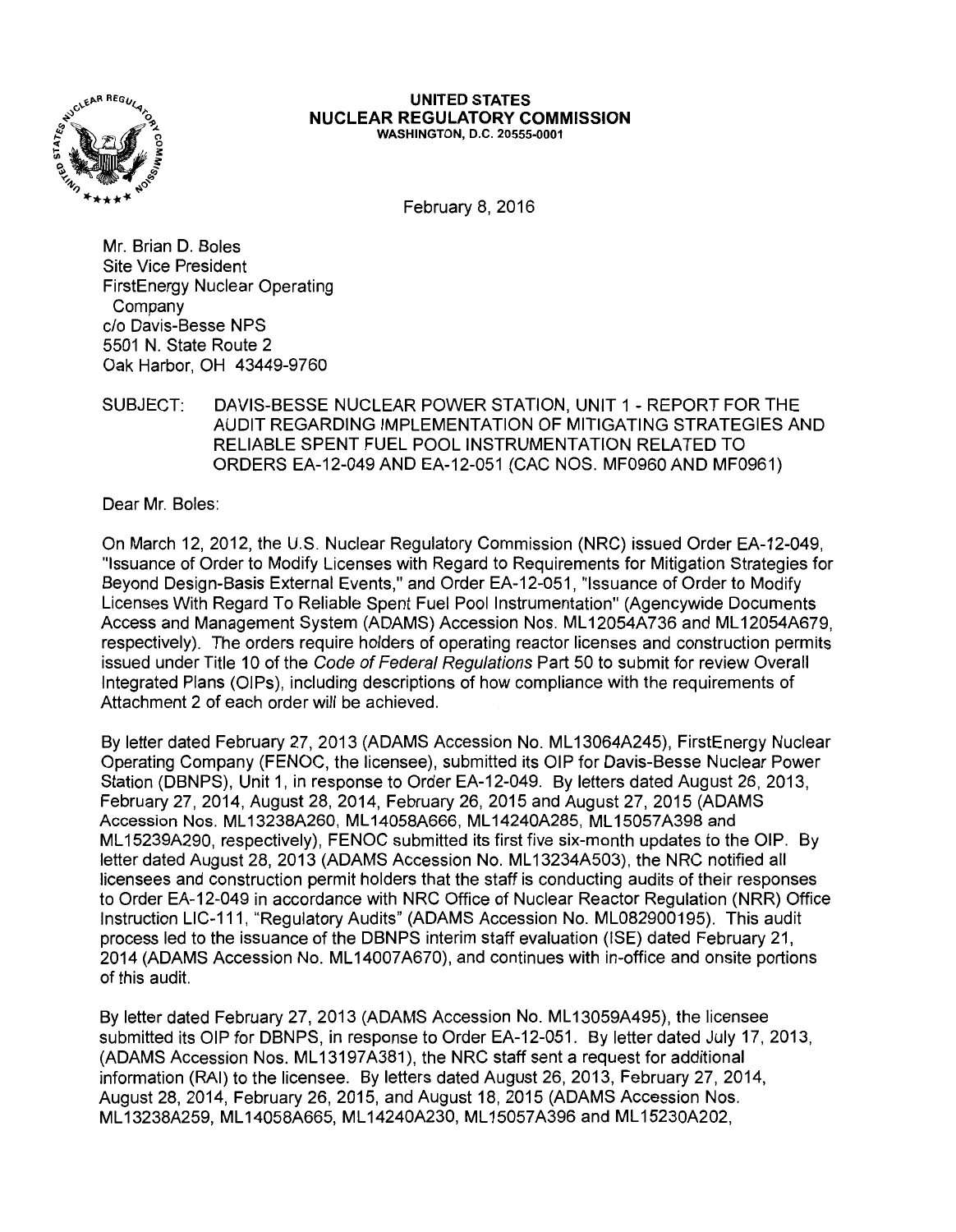**UNITED STATES**
**NUCLEAR REGULATORY COMMISSION**
WASHINGTON, D.C. 20555-0001

February 8, 2016

Mr. Brian D. Boles
Site Vice President
FirstEnergy Nuclear Operating
Company
c/o Davis-Besse NPS
5501 N. State Route 2
Oak Harbor, OH 43449-9760

SUBJECT: DAVIS-BESSE NUCLEAR POWER STATION, UNIT 1 - REPORT FOR THE AUDIT REGARDING IMPLEMENTATION OF MITIGATING STRATEGIES AND RELIABLE SPENT FUEL POOL INSTRUMENTATION RELATED TO ORDERS EA-12-049 AND EA-12-051 (CAC NOS. MF0960 AND MF0961)

Dear Mr. Boles:

On March 12, 2012, the U.S. Nuclear Regulatory Commission (NRC) issued Order EA-12-049, "Issuance of Order to Modify Licenses with Regard to Requirements for Mitigation Strategies for Beyond Design-Basis External Events," and Order EA-12-051, "Issuance of Order to Modify Licenses With Regard To Reliable Spent Fuel Pool Instrumentation" (Agencywide Documents Access and Management System (ADAMS) Accession Nos. ML12054A736 and ML12054A679, respectively). The orders require holders of operating reactor licenses and construction permits issued under Title 10 of the *Code of Federal Regulations* Part 50 to submit for review Overall Integrated Plans (OIPs), including descriptions of how compliance with the requirements of Attachment 2 of each order will be achieved.

By letter dated February 27, 2013 (ADAMS Accession No. ML13064A245), FirstEnergy Nuclear Operating Company (FENOC, the licensee), submitted its OIP for Davis-Besse Nuclear Power Station (DBNPS), Unit 1, in response to Order EA-12-049. By letters dated August 26, 2013, February 27, 2014, August 28, 2014, February 26, 2015 and August 27, 2015 (ADAMS Accession Nos. ML13238A260, ML14058A666, ML14240A285, ML15057A398 and ML15239A290, respectively), FENOC submitted its first five six-month updates to the OIP. By letter dated August 28, 2013 (ADAMS Accession No. ML13234A503), the NRC notified all licensees and construction permit holders that the staff is conducting audits of their responses to Order EA-12-049 in accordance with NRC Office of Nuclear Reactor Regulation (NRR) Office Instruction LIC-111, "Regulatory Audits" (ADAMS Accession No. ML082900195). This audit process led to the issuance of the DBNPS interim staff evaluation (ISE) dated February 21, 2014 (ADAMS Accession No. ML14007A670), and continues with in-office and onsite portions of this audit.

By letter dated February 27, 2013 (ADAMS Accession No. ML13059A495), the licensee submitted its OIP for DBNPS, in response to Order EA-12-051. By letter dated July 17, 2013, (ADAMS Accession Nos. ML13197A381), the NRC staff sent a request for additional information (RAI) to the licensee. By letters dated August 26, 2013, February 27, 2014, August 28, 2014, February 26, 2015, and August 18, 2015 (ADAMS Accession Nos. ML13238A259, ML14058A665, ML14240A230, ML15057A396 and ML15230A202,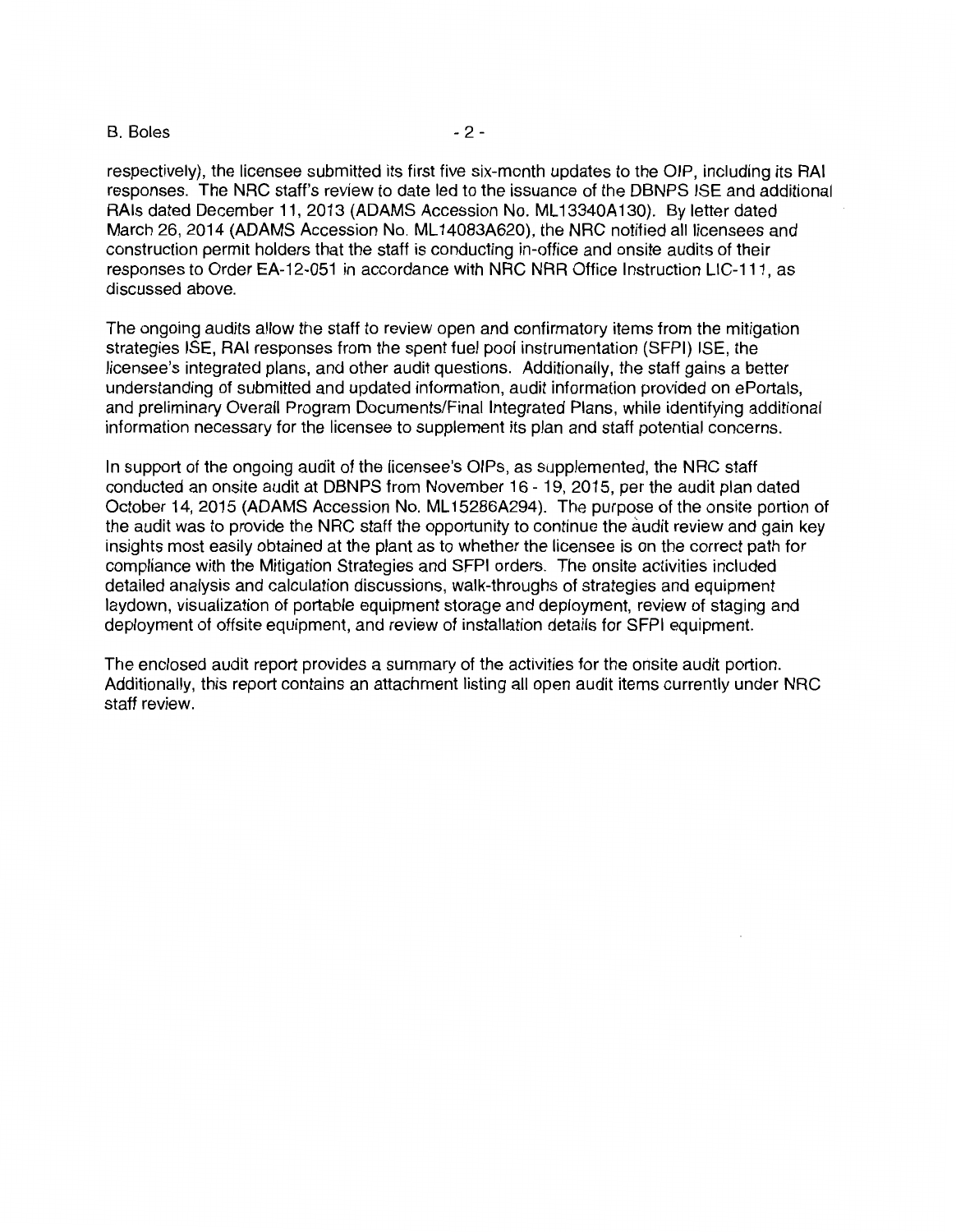respectively), the licensee submitted its first five six-month updates to the OIP, including its RAI responses. The NRC staff's review to date led to the issuance of the DBNPS ISE and additional RAIs dated December 11, 2013 (ADAMS Accession No. ML13340A130). By letter dated March 26, 2014 (ADAMS Accession No. ML14083A620), the NRC notified all licensees and construction permit holders that the staff is conducting in-office and onsite audits of their responses to Order EA-12-051 in accordance with NRC NRR Office Instruction LIC-111, as discussed above.

The ongoing audits allow the staff to review open and confirmatory items from the mitigation strategies ISE, RAI responses from the spent fuel pool instrumentation (SFPI) ISE, the licensee's integrated plans, and other audit questions. Additionally, the staff gains a better understanding of submitted and updated information, audit information provided on ePortals, and preliminary Overall Program Documents/Final Integrated Plans, while identifying additional information necessary for the licensee to supplement its plan and staff potential concerns.

In support of the ongoing audit of the licensee's OIPs, as supplemented, the NRC staff conducted an onsite audit at DBNPS from November 16 - 19, 2015, per the audit plan dated October 14, 2015 (ADAMS Accession No. ML15286A294). The purpose of the onsite portion of the audit was to provide the NRC staff the opportunity to continue the audit review and gain key insights most easily obtained at the plant as to whether the licensee is on the correct path for compliance with the Mitigation Strategies and SFPI orders. The onsite activities included detailed analysis and calculation discussions, walk-throughs of strategies and equipment laydown, visualization of portable equipment storage and deployment, review of staging and deployment of offsite equipment, and review of installation details for SFPI equipment.

The enclosed audit report provides a summary of the activities for the onsite audit portion. Additionally, this report contains an attachment listing all open audit items currently under NRC staff review.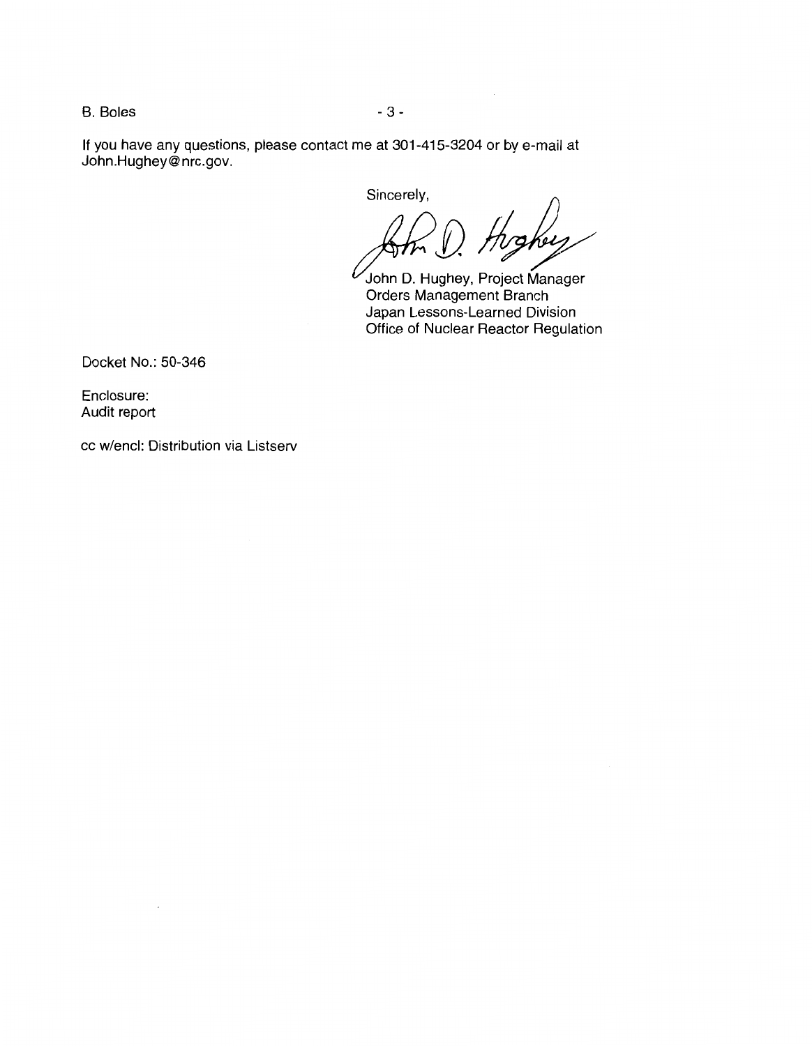If you have any questions, please contact me at 301-415-3204 or by e-mail at John.Hughey@nrc.gov.

Sincerely,

John D. Hughey, Project Manager
Orders Management Branch
Japan Lessons-Learned Division
Office of Nuclear Reactor Regulation

Docket No.: 50-346

Enclosure:
Audit report

cc w/encl: Distribution via Listserv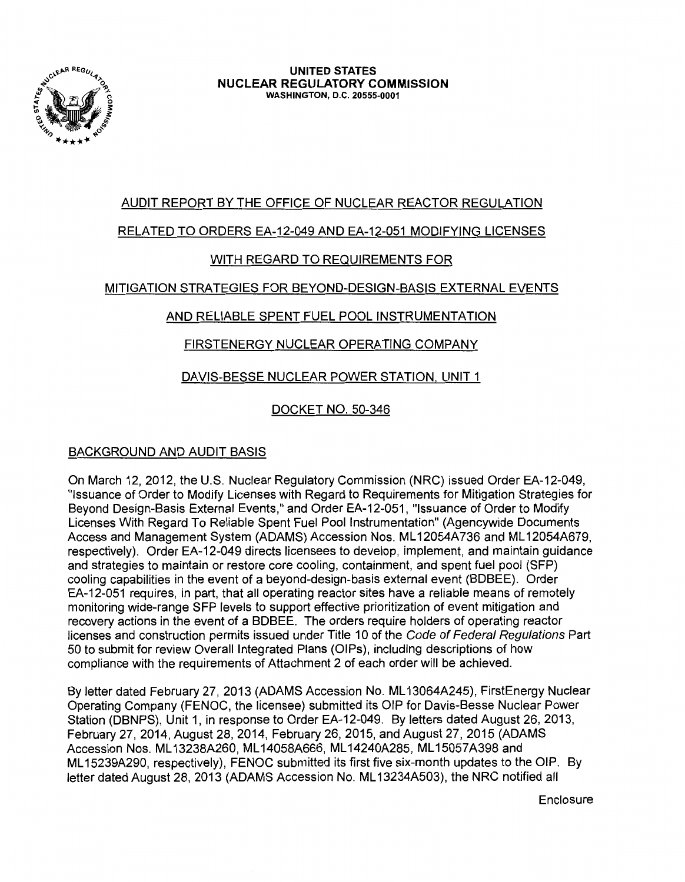**UNITED STATES**
**NUCLEAR REGULATORY COMMISSION**
WASHINGTON, D.C. 20555-0001

AUDIT REPORT BY THE OFFICE OF NUCLEAR REACTOR REGULATION

RELATED TO ORDERS EA-12-049 AND EA-12-051 MODIFYING LICENSES

WITH REGARD TO REQUIREMENTS FOR

MITIGATION STRATEGIES FOR BEYOND-DESIGN-BASIS EXTERNAL EVENTS

AND RELIABLE SPENT FUEL POOL INSTRUMENTATION

FIRSTENERGY NUCLEAR OPERATING COMPANY

DAVIS-BESSE NUCLEAR POWER STATION, UNIT 1

DOCKET NO. 50-346

## BACKGROUND AND AUDIT BASIS

On March 12, 2012, the U.S. Nuclear Regulatory Commission (NRC) issued Order EA-12-049, "Issuance of Order to Modify Licenses with Regard to Requirements for Mitigation Strategies for Beyond Design-Basis External Events," and Order EA-12-051, "Issuance of Order to Modify Licenses With Regard To Reliable Spent Fuel Pool Instrumentation" (Agencywide Documents Access and Management System (ADAMS) Accession Nos. ML12054A736 and ML12054A679, respectively). Order EA-12-049 directs licensees to develop, implement, and maintain guidance and strategies to maintain or restore core cooling, containment, and spent fuel pool (SFP) cooling capabilities in the event of a beyond-design-basis external event (BDBEE). Order EA-12-051 requires, in part, that all operating reactor sites have a reliable means of remotely monitoring wide-range SFP levels to support effective prioritization of event mitigation and recovery actions in the event of a BDBEE. The orders require holders of operating reactor licenses and construction permits issued under Title 10 of the *Code of Federal Regulations* Part 50 to submit for review Overall Integrated Plans (OIPs), including descriptions of how compliance with the requirements of Attachment 2 of each order will be achieved.

By letter dated February 27, 2013 (ADAMS Accession No. ML13064A245), FirstEnergy Nuclear Operating Company (FENOC, the licensee) submitted its OIP for Davis-Besse Nuclear Power Station (DBNPS), Unit 1, in response to Order EA-12-049. By letters dated August 26, 2013, February 27, 2014, August 28, 2014, February 26, 2015, and August 27, 2015 (ADAMS Accession Nos. ML13238A260, ML14058A666, ML14240A285, ML15057A398 and ML15239A290, respectively), FENOC submitted its first five six-month updates to the OIP. By letter dated August 28, 2013 (ADAMS Accession No. ML13234A503), the NRC notified all

Enclosure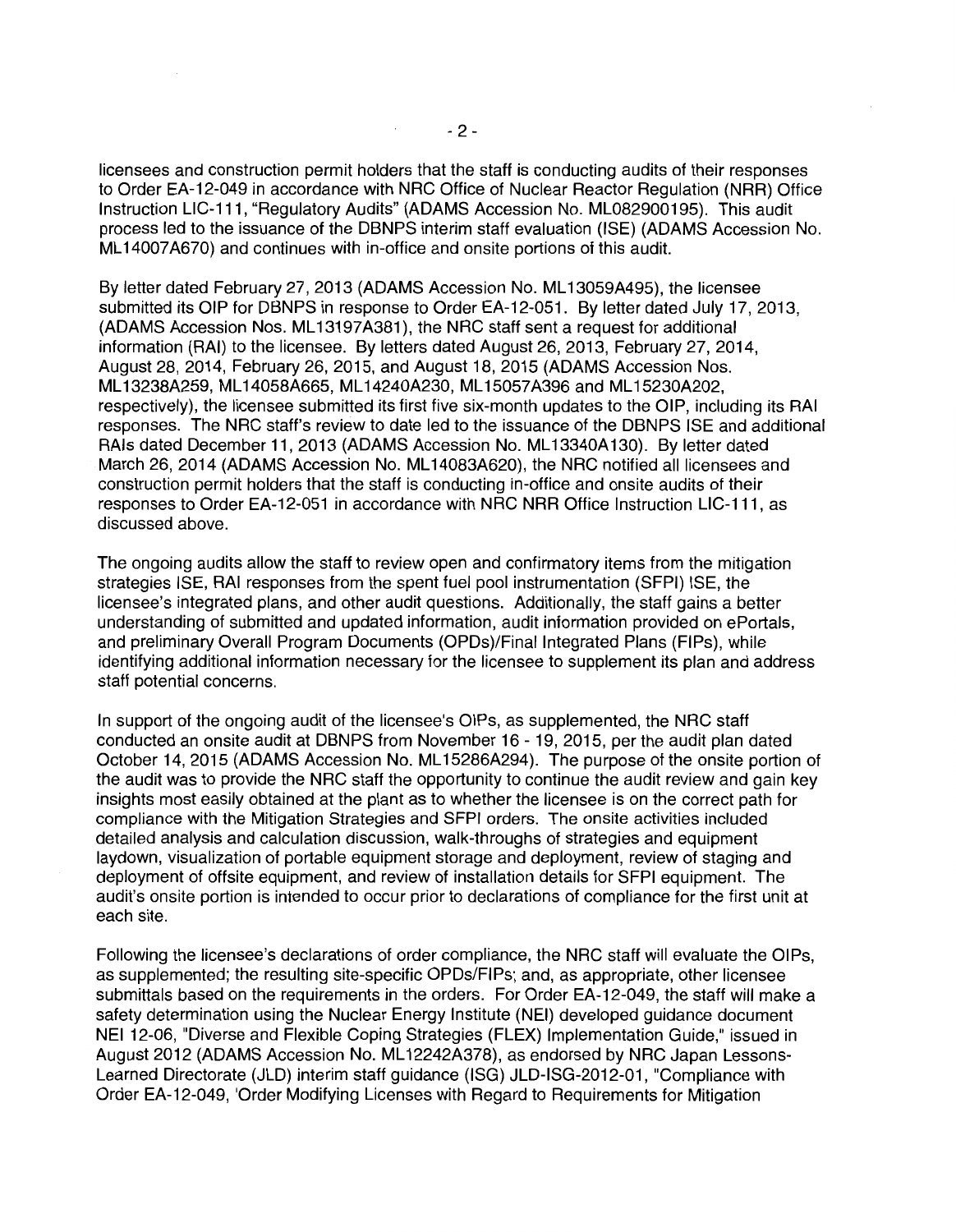licensees and construction permit holders that the staff is conducting audits of their responses to Order EA-12-049 in accordance with NRC Office of Nuclear Reactor Regulation (NRR) Office Instruction LIC-111, "Regulatory Audits" (ADAMS Accession No. ML082900195). This audit process led to the issuance of the DBNPS interim staff evaluation (ISE) (ADAMS Accession No. ML14007A670) and continues with in-office and onsite portions of this audit.

By letter dated February 27, 2013 (ADAMS Accession No. ML13059A495), the licensee submitted its OIP for DBNPS in response to Order EA-12-051. By letter dated July 17, 2013, (ADAMS Accession No. ML13197A381), the NRC staff sent a request for additional information (RAI) to the licensee. By letters dated August 26, 2013, February 27, 2014, August 28, 2014, February 26, 2015, and August 18, 2015 (ADAMS Accession Nos. ML13238A259, ML14058A665, ML14240A230, ML15057A396 and ML15230A202, respectively), the licensee submitted its first five six-month updates to the OIP, including its RAI responses. The NRC staff's review to date led to the issuance of the DBNPS ISE and additional RAIs dated December 11, 2013 (ADAMS Accession No. ML13340A130). By letter dated March 26, 2014 (ADAMS Accession No. ML14083A620), the NRC notified all licensees and construction permit holders that the staff is conducting in-office and onsite audits of their responses to Order EA-12-051 in accordance with NRC NRR Office Instruction LIC-111, as discussed above.

The ongoing audits allow the staff to review open and confirmatory items from the mitigation strategies ISE, RAI responses from the spent fuel pool instrumentation (SFPI) ISE, the licensee's integrated plans, and other audit questions. Additionally, the staff gains a better understanding of submitted and updated information, audit information provided on ePortals, and preliminary Overall Program Documents (OPDs)/Final Integrated Plans (FIPs), while identifying additional information necessary for the licensee to supplement its plan and address staff potential concerns.

In support of the ongoing audit of the licensee's OIPs, as supplemented, the NRC staff conducted an onsite audit at DBNPS from November 16 - 19, 2015, per the audit plan dated October 14, 2015 (ADAMS Accession No. ML15286A294). The purpose of the onsite portion of the audit was to provide the NRC staff the opportunity to continue the audit review and gain key insights most easily obtained at the plant as to whether the licensee is on the correct path for compliance with the Mitigation Strategies and SFPI orders. The onsite activities included detailed analysis and calculation discussion, walk-throughs of strategies and equipment laydown, visualization of portable equipment storage and deployment, review of staging and deployment of offsite equipment, and review of installation details for SFPI equipment. The audit's onsite portion is intended to occur prior to declarations of compliance for the first unit at each site.

Following the licensee's declarations of order compliance, the NRC staff will evaluate the OIPs, as supplemented; the resulting site-specific OPDs/FIPs; and, as appropriate, other licensee submittals based on the requirements in the orders. For Order EA-12-049, the staff will make a safety determination using the Nuclear Energy Institute (NEI) developed guidance document NEI 12-06, "Diverse and Flexible Coping Strategies (FLEX) Implementation Guide," issued in August 2012 (ADAMS Accession No. ML12242A378), as endorsed by NRC Japan Lessons-Learned Directorate (JLD) interim staff guidance (ISG) JLD-ISG-2012-01, "Compliance with Order EA-12-049, 'Order Modifying Licenses with Regard to Requirements for Mitigation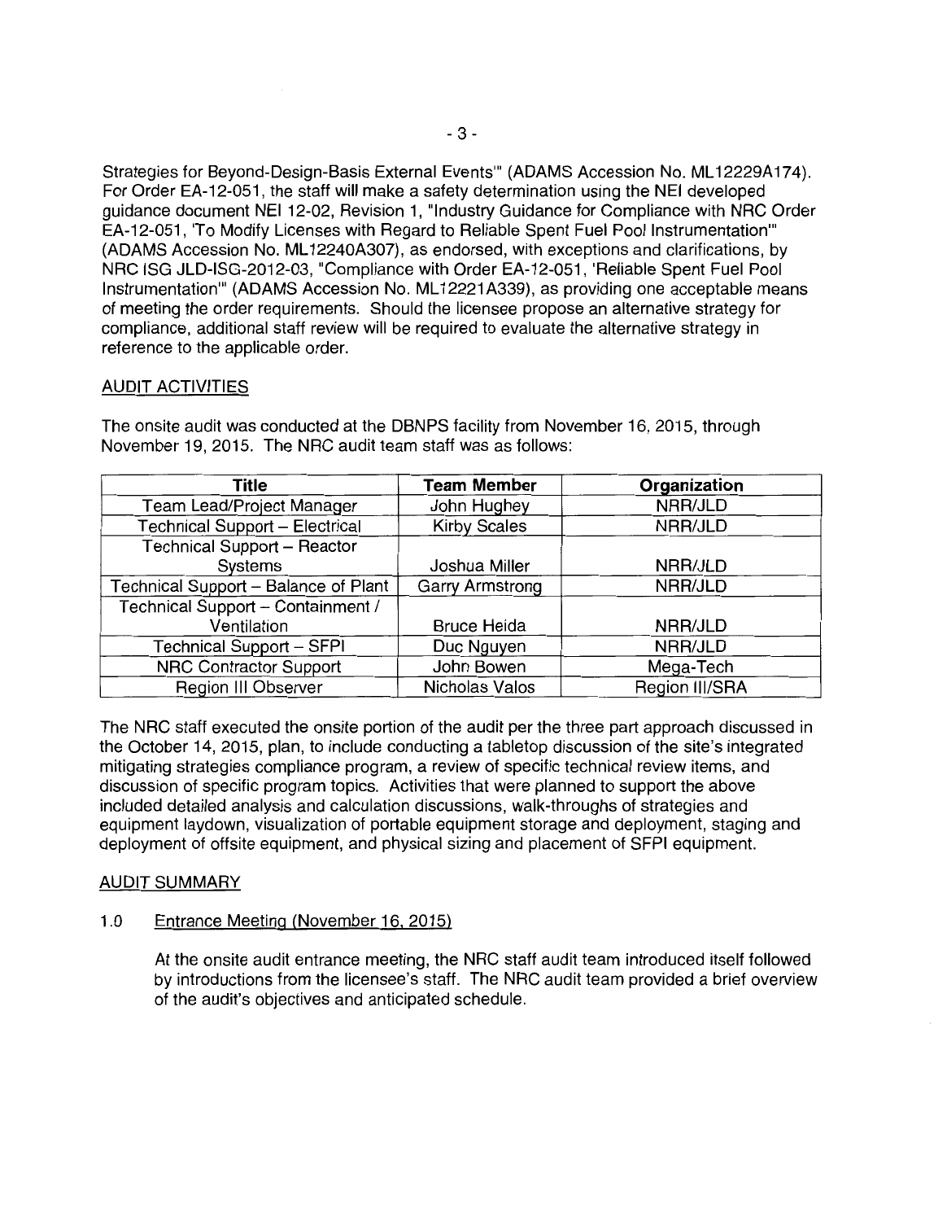Strategies for Beyond-Design-Basis External Events'" (ADAMS Accession No. ML12229A174). For Order EA-12-051, the staff will make a safety determination using the NEI developed guidance document NEI 12-02, Revision 1, "Industry Guidance for Compliance with NRC Order EA-12-051, 'To Modify Licenses with Regard to Reliable Spent Fuel Pool Instrumentation'" (ADAMS Accession No. ML12240A307), as endorsed, with exceptions and clarifications, by NRC ISG JLD-ISG-2012-03, "Compliance with Order EA-12-051, 'Reliable Spent Fuel Pool Instrumentation'" (ADAMS Accession No. ML12221A339), as providing one acceptable means of meeting the order requirements. Should the licensee propose an alternative strategy for compliance, additional staff review will be required to evaluate the alternative strategy in reference to the applicable order.

## AUDIT ACTIVITIES

The onsite audit was conducted at the DBNPS facility from November 16, 2015, through November 19, 2015. The NRC audit team staff was as follows:

| Title | Team Member | Organization |
|---|---|---|
| Team Lead/Project Manager | John Hughey | NRR/JLD |
| Technical Support – Electrical | Kirby Scales | NRR/JLD |
| Technical Support – Reactor Systems | Joshua Miller | NRR/JLD |
| Technical Support – Balance of Plant | Garry Armstrong | NRR/JLD |
| Technical Support – Containment / Ventilation | Bruce Heida | NRR/JLD |
| Technical Support – SFPI | Duc Nguyen | NRR/JLD |
| NRC Contractor Support | John Bowen | Mega-Tech |
| Region III Observer | Nicholas Valos | Region III/SRA |

The NRC staff executed the onsite portion of the audit per the three part approach discussed in the October 14, 2015, plan, to include conducting a tabletop discussion of the site's integrated mitigating strategies compliance program, a review of specific technical review items, and discussion of specific program topics. Activities that were planned to support the above included detailed analysis and calculation discussions, walk-throughs of strategies and equipment laydown, visualization of portable equipment storage and deployment, staging and deployment of offsite equipment, and physical sizing and placement of SFPI equipment.

## AUDIT SUMMARY

### 1.0 Entrance Meeting (November 16, 2015)

At the onsite audit entrance meeting, the NRC staff audit team introduced itself followed by introductions from the licensee's staff. The NRC audit team provided a brief overview of the audit's objectives and anticipated schedule.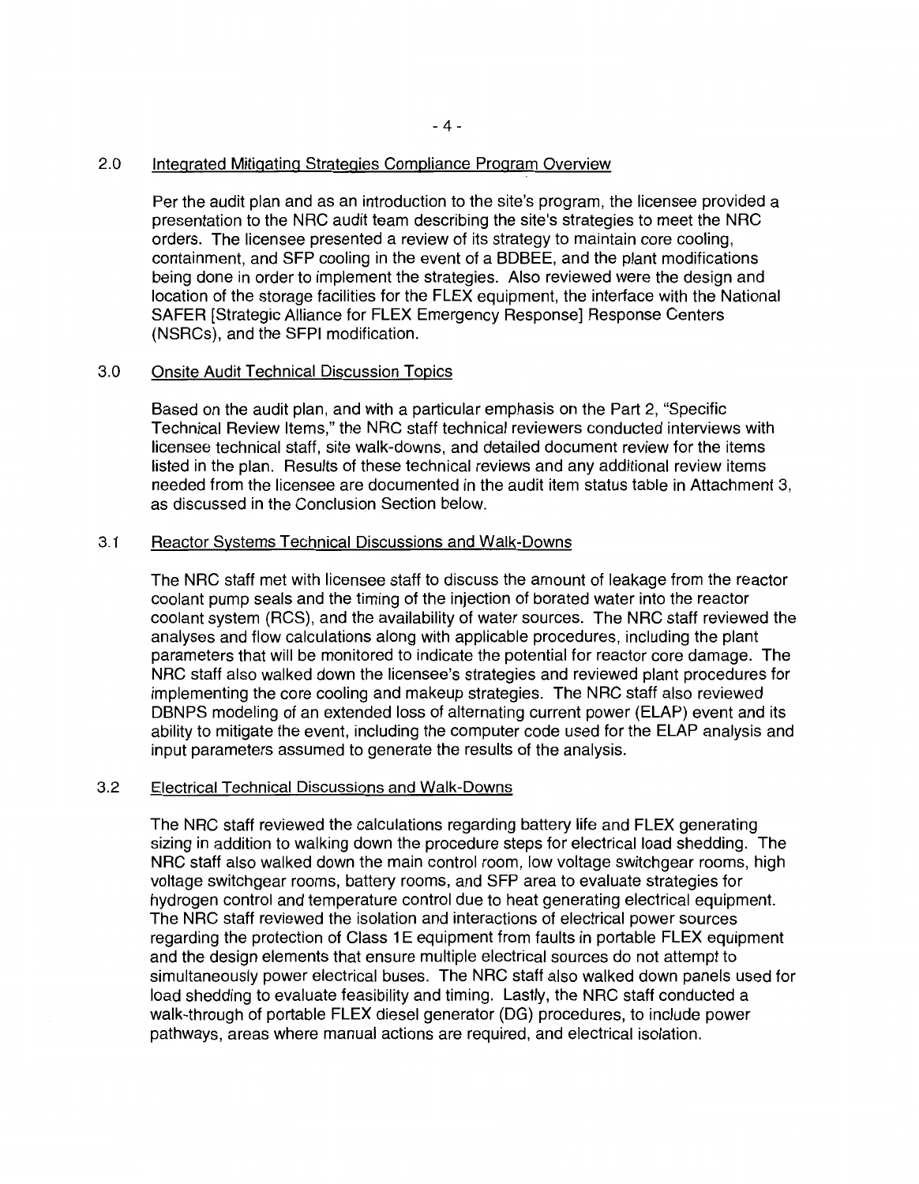## 2.0 Integrated Mitigating Strategies Compliance Program Overview

Per the audit plan and as an introduction to the site's program, the licensee provided a presentation to the NRC audit team describing the site's strategies to meet the NRC orders. The licensee presented a review of its strategy to maintain core cooling, containment, and SFP cooling in the event of a BDBEE, and the plant modifications being done in order to implement the strategies. Also reviewed were the design and location of the storage facilities for the FLEX equipment, the interface with the National SAFER [Strategic Alliance for FLEX Emergency Response] Response Centers (NSRCs), and the SFPI modification.

## 3.0 Onsite Audit Technical Discussion Topics

Based on the audit plan, and with a particular emphasis on the Part 2, "Specific Technical Review Items," the NRC staff technical reviewers conducted interviews with licensee technical staff, site walk-downs, and detailed document review for the items listed in the plan. Results of these technical reviews and any additional review items needed from the licensee are documented in the audit item status table in Attachment 3, as discussed in the Conclusion Section below.

### 3.1 Reactor Systems Technical Discussions and Walk-Downs

The NRC staff met with licensee staff to discuss the amount of leakage from the reactor coolant pump seals and the timing of the injection of borated water into the reactor coolant system (RCS), and the availability of water sources. The NRC staff reviewed the analyses and flow calculations along with applicable procedures, including the plant parameters that will be monitored to indicate the potential for reactor core damage. The NRC staff also walked down the licensee's strategies and reviewed plant procedures for implementing the core cooling and makeup strategies. The NRC staff also reviewed DBNPS modeling of an extended loss of alternating current power (ELAP) event and its ability to mitigate the event, including the computer code used for the ELAP analysis and input parameters assumed to generate the results of the analysis.

### 3.2 Electrical Technical Discussions and Walk-Downs

The NRC staff reviewed the calculations regarding battery life and FLEX generating sizing in addition to walking down the procedure steps for electrical load shedding. The NRC staff also walked down the main control room, low voltage switchgear rooms, high voltage switchgear rooms, battery rooms, and SFP area to evaluate strategies for hydrogen control and temperature control due to heat generating electrical equipment. The NRC staff reviewed the isolation and interactions of electrical power sources regarding the protection of Class 1E equipment from faults in portable FLEX equipment and the design elements that ensure multiple electrical sources do not attempt to simultaneously power electrical buses. The NRC staff also walked down panels used for load shedding to evaluate feasibility and timing. Lastly, the NRC staff conducted a walk-through of portable FLEX diesel generator (DG) procedures, to include power pathways, areas where manual actions are required, and electrical isolation.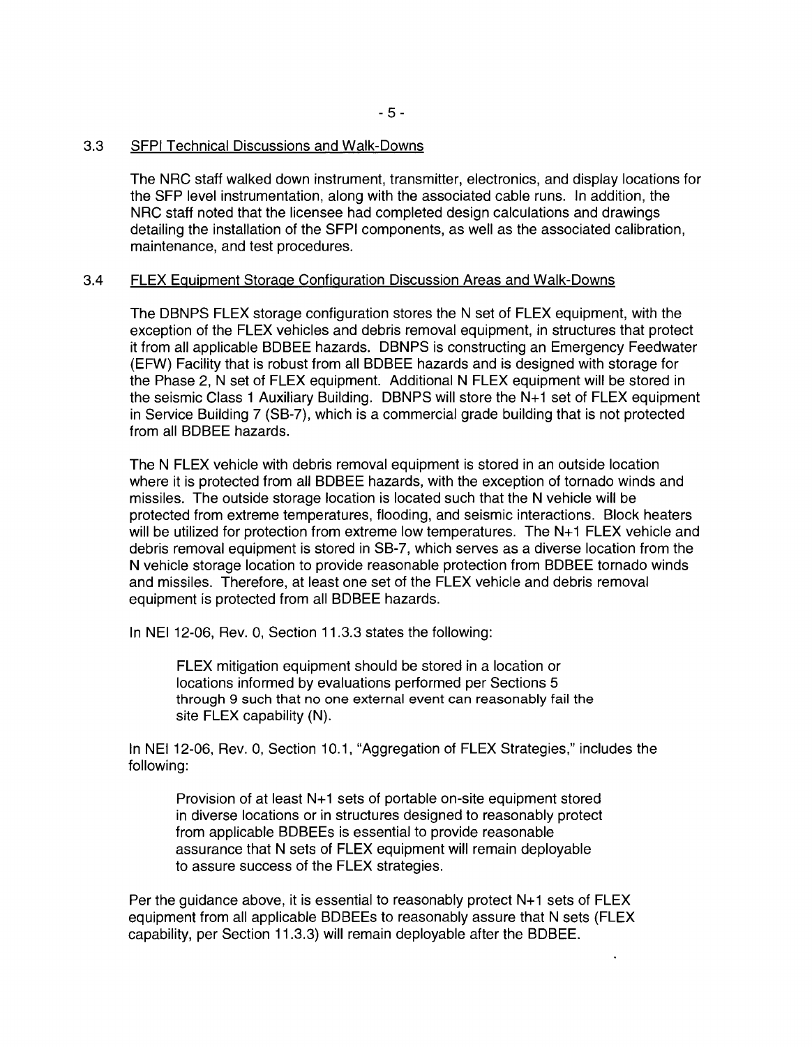### 3.3 SFPI Technical Discussions and Walk-Downs

The NRC staff walked down instrument, transmitter, electronics, and display locations for the SFP level instrumentation, along with the associated cable runs. In addition, the NRC staff noted that the licensee had completed design calculations and drawings detailing the installation of the SFPI components, as well as the associated calibration, maintenance, and test procedures.

### 3.4 FLEX Equipment Storage Configuration Discussion Areas and Walk-Downs

The DBNPS FLEX storage configuration stores the N set of FLEX equipment, with the exception of the FLEX vehicles and debris removal equipment, in structures that protect it from all applicable BDBEE hazards. DBNPS is constructing an Emergency Feedwater (EFW) Facility that is robust from all BDBEE hazards and is designed with storage for the Phase 2, N set of FLEX equipment. Additional N FLEX equipment will be stored in the seismic Class 1 Auxiliary Building. DBNPS will store the N+1 set of FLEX equipment in Service Building 7 (SB-7), which is a commercial grade building that is not protected from all BDBEE hazards.

The N FLEX vehicle with debris removal equipment is stored in an outside location where it is protected from all BDBEE hazards, with the exception of tornado winds and missiles. The outside storage location is located such that the N vehicle will be protected from extreme temperatures, flooding, and seismic interactions. Block heaters will be utilized for protection from extreme low temperatures. The N+1 FLEX vehicle and debris removal equipment is stored in SB-7, which serves as a diverse location from the N vehicle storage location to provide reasonable protection from BDBEE tornado winds and missiles. Therefore, at least one set of the FLEX vehicle and debris removal equipment is protected from all BDBEE hazards.

In NEI 12-06, Rev. 0, Section 11.3.3 states the following:

> FLEX mitigation equipment should be stored in a location or locations informed by evaluations performed per Sections 5 through 9 such that no one external event can reasonably fail the site FLEX capability (N).

In NEI 12-06, Rev. 0, Section 10.1, "Aggregation of FLEX Strategies," includes the following:

> Provision of at least N+1 sets of portable on-site equipment stored in diverse locations or in structures designed to reasonably protect from applicable BDBEEs is essential to provide reasonable assurance that N sets of FLEX equipment will remain deployable to assure success of the FLEX strategies.

Per the guidance above, it is essential to reasonably protect N+1 sets of FLEX equipment from all applicable BDBEEs to reasonably assure that N sets (FLEX capability, per Section 11.3.3) will remain deployable after the BDBEE.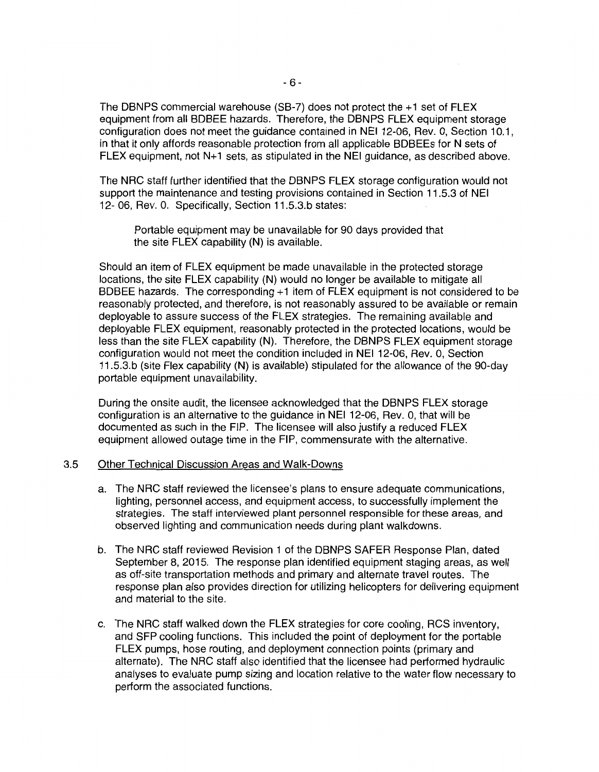The DBNPS commercial warehouse (SB-7) does not protect the +1 set of FLEX equipment from all BDBEE hazards. Therefore, the DBNPS FLEX equipment storage configuration does not meet the guidance contained in NEI 12-06, Rev. 0, Section 10.1, in that it only affords reasonable protection from all applicable BDBEEs for N sets of FLEX equipment, not N+1 sets, as stipulated in the NEI guidance, as described above.

The NRC staff further identified that the DBNPS FLEX storage configuration would not support the maintenance and testing provisions contained in Section 11.5.3 of NEI 12- 06, Rev. 0. Specifically, Section 11.5.3.b states:

> Portable equipment may be unavailable for 90 days provided that the site FLEX capability (N) is available.

Should an item of FLEX equipment be made unavailable in the protected storage locations, the site FLEX capability (N) would no longer be available to mitigate all BDBEE hazards. The corresponding +1 item of FLEX equipment is not considered to be reasonably protected, and therefore, is not reasonably assured to be available or remain deployable to assure success of the FLEX strategies. The remaining available and deployable FLEX equipment, reasonably protected in the protected locations, would be less than the site FLEX capability (N). Therefore, the DBNPS FLEX equipment storage configuration would not meet the condition included in NEI 12-06, Rev. 0, Section 11.5.3.b (site Flex capability (N) is available) stipulated for the allowance of the 90-day portable equipment unavailability.

During the onsite audit, the licensee acknowledged that the DBNPS FLEX storage configuration is an alternative to the guidance in NEI 12-06, Rev. 0, that will be documented as such in the FIP. The licensee will also justify a reduced FLEX equipment allowed outage time in the FIP, commensurate with the alternative.

## 3.5 Other Technical Discussion Areas and Walk-Downs

a. The NRC staff reviewed the licensee's plans to ensure adequate communications, lighting, personnel access, and equipment access, to successfully implement the strategies. The staff interviewed plant personnel responsible for these areas, and observed lighting and communication needs during plant walkdowns.

b. The NRC staff reviewed Revision 1 of the DBNPS SAFER Response Plan, dated September 8, 2015. The response plan identified equipment staging areas, as well as off-site transportation methods and primary and alternate travel routes. The response plan also provides direction for utilizing helicopters for delivering equipment and material to the site.

c. The NRC staff walked down the FLEX strategies for core cooling, RCS inventory, and SFP cooling functions. This included the point of deployment for the portable FLEX pumps, hose routing, and deployment connection points (primary and alternate). The NRC staff also identified that the licensee had performed hydraulic analyses to evaluate pump sizing and location relative to the water flow necessary to perform the associated functions.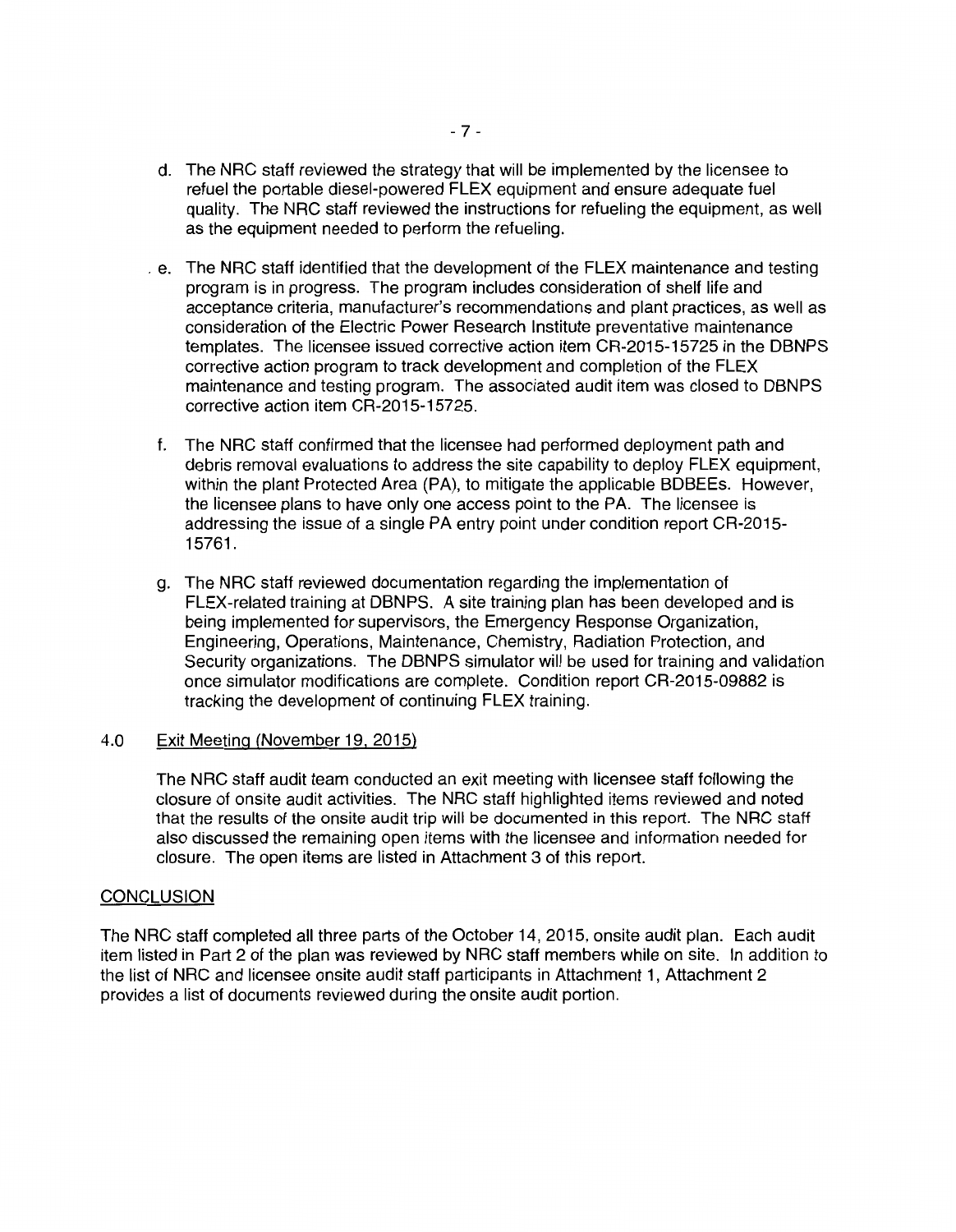d. The NRC staff reviewed the strategy that will be implemented by the licensee to refuel the portable diesel-powered FLEX equipment and ensure adequate fuel quality. The NRC staff reviewed the instructions for refueling the equipment, as well as the equipment needed to perform the refueling.

e. The NRC staff identified that the development of the FLEX maintenance and testing program is in progress. The program includes consideration of shelf life and acceptance criteria, manufacturer's recommendations and plant practices, as well as consideration of the Electric Power Research Institute preventative maintenance templates. The licensee issued corrective action item CR-2015-15725 in the DBNPS corrective action program to track development and completion of the FLEX maintenance and testing program. The associated audit item was closed to DBNPS corrective action item CR-2015-15725.

f. The NRC staff confirmed that the licensee had performed deployment path and debris removal evaluations to address the site capability to deploy FLEX equipment, within the plant Protected Area (PA), to mitigate the applicable BDBEEs. However, the licensee plans to have only one access point to the PA. The licensee is addressing the issue of a single PA entry point under condition report CR-2015-15761.

g. The NRC staff reviewed documentation regarding the implementation of FLEX-related training at DBNPS. A site training plan has been developed and is being implemented for supervisors, the Emergency Response Organization, Engineering, Operations, Maintenance, Chemistry, Radiation Protection, and Security organizations. The DBNPS simulator will be used for training and validation once simulator modifications are complete. Condition report CR-2015-09882 is tracking the development of continuing FLEX training.

4.0 Exit Meeting (November 19, 2015)

The NRC staff audit team conducted an exit meeting with licensee staff following the closure of onsite audit activities. The NRC staff highlighted items reviewed and noted that the results of the onsite audit trip will be documented in this report. The NRC staff also discussed the remaining open items with the licensee and information needed for closure. The open items are listed in Attachment 3 of this report.

## CONCLUSION

The NRC staff completed all three parts of the October 14, 2015, onsite audit plan. Each audit item listed in Part 2 of the plan was reviewed by NRC staff members while on site. In addition to the list of NRC and licensee onsite audit staff participants in Attachment 1, Attachment 2 provides a list of documents reviewed during the onsite audit portion.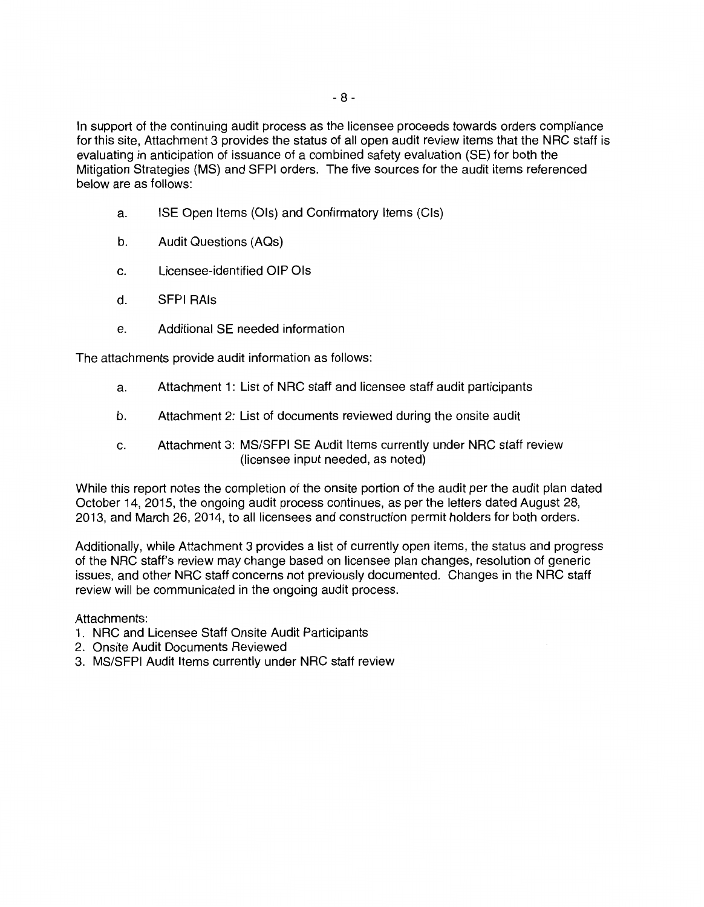In support of the continuing audit process as the licensee proceeds towards orders compliance for this site, Attachment 3 provides the status of all open audit review items that the NRC staff is evaluating in anticipation of issuance of a combined safety evaluation (SE) for both the Mitigation Strategies (MS) and SFPI orders. The five sources for the audit items referenced below are as follows:

a. ISE Open Items (OIs) and Confirmatory Items (CIs)

b. Audit Questions (AQs)

c. Licensee-identified OIP OIs

d. SFPI RAIs

e. Additional SE needed information

The attachments provide audit information as follows:

a. Attachment 1: List of NRC staff and licensee staff audit participants

b. Attachment 2: List of documents reviewed during the onsite audit

c. Attachment 3: MS/SFPI SE Audit Items currently under NRC staff review (licensee input needed, as noted)

While this report notes the completion of the onsite portion of the audit per the audit plan dated October 14, 2015, the ongoing audit process continues, as per the letters dated August 28, 2013, and March 26, 2014, to all licensees and construction permit holders for both orders.

Additionally, while Attachment 3 provides a list of currently open items, the status and progress of the NRC staff's review may change based on licensee plan changes, resolution of generic issues, and other NRC staff concerns not previously documented. Changes in the NRC staff review will be communicated in the ongoing audit process.

Attachments:
1. NRC and Licensee Staff Onsite Audit Participants
2. Onsite Audit Documents Reviewed
3. MS/SFPI Audit Items currently under NRC staff review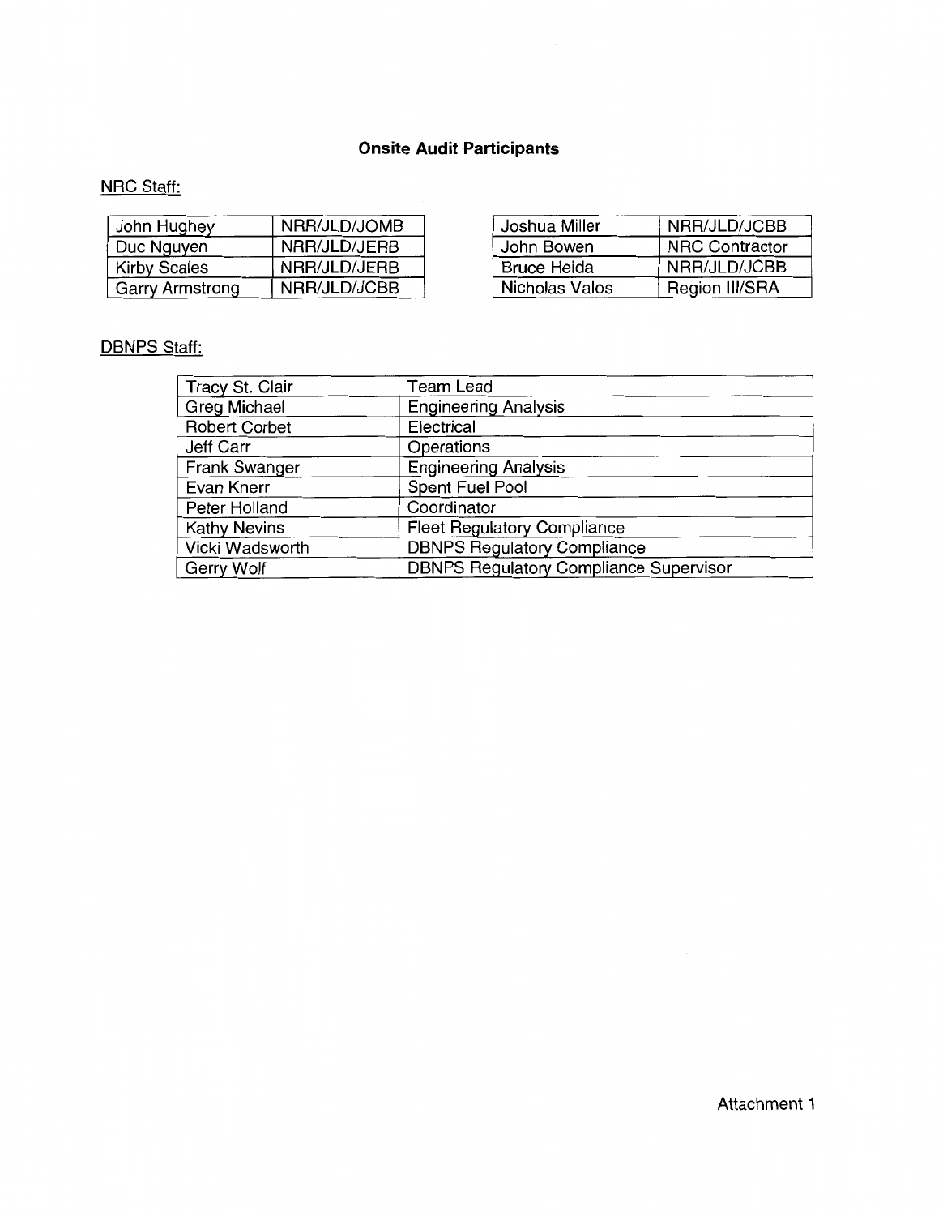**Onsite Audit Participants**

NRC Staff:

| | |
|---|---|
| John Hughey | NRR/JLD/JOMB |
| Duc Nguyen | NRR/JLD/JERB |
| Kirby Scales | NRR/JLD/JERB |
| Garry Armstrong | NRR/JLD/JCBB |

| | |
|---|---|
| Joshua Miller | NRR/JLD/JCBB |
| John Bowen | NRC Contractor |
| Bruce Heida | NRR/JLD/JCBB |
| Nicholas Valos | Region III/SRA |

DBNPS Staff:

| | |
|---|---|
| Tracy St. Clair | Team Lead |
| Greg Michael | Engineering Analysis |
| Robert Corbet | Electrical |
| Jeff Carr | Operations |
| Frank Swanger | Engineering Analysis |
| Evan Knerr | Spent Fuel Pool |
| Peter Holland | Coordinator |
| Kathy Nevins | Fleet Regulatory Compliance |
| Vicki Wadsworth | DBNPS Regulatory Compliance |
| Gerry Wolf | DBNPS Regulatory Compliance Supervisor |

Attachment 1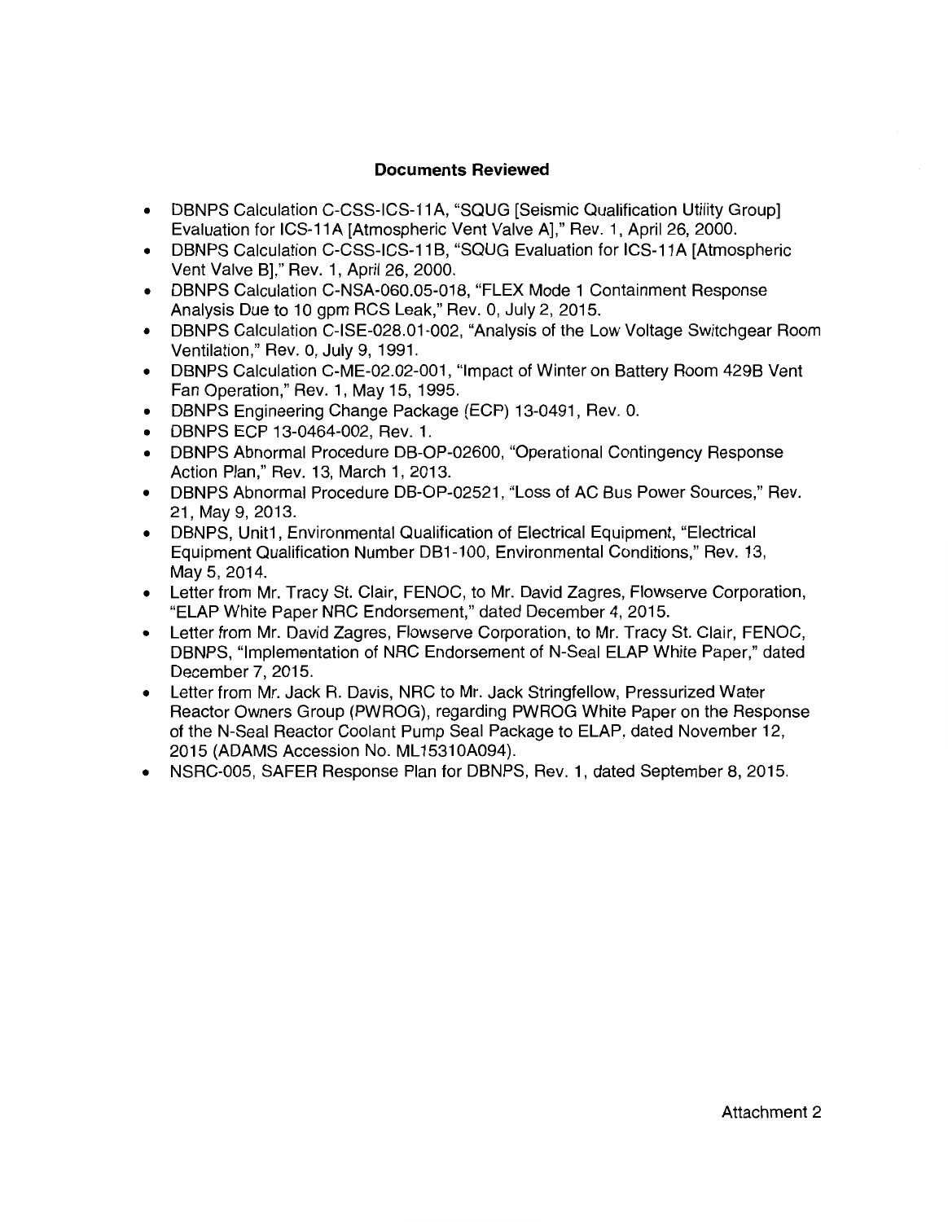**Documents Reviewed**

- DBNPS Calculation C-CSS-ICS-11A, "SQUG [Seismic Qualification Utility Group] Evaluation for ICS-11A [Atmospheric Vent Valve A]," Rev. 1, April 26, 2000.
- DBNPS Calculation C-CSS-ICS-11B, "SQUG Evaluation for ICS-11A [Atmospheric Vent Valve B]," Rev. 1, April 26, 2000.
- DBNPS Calculation C-NSA-060.05-018, "FLEX Mode 1 Containment Response Analysis Due to 10 gpm RCS Leak," Rev. 0, July 2, 2015.
- DBNPS Calculation C-ISE-028.01-002, "Analysis of the Low Voltage Switchgear Room Ventilation," Rev. 0, July 9, 1991.
- DBNPS Calculation C-ME-02.02-001, "Impact of Winter on Battery Room 429B Vent Fan Operation," Rev. 1, May 15, 1995.
- DBNPS Engineering Change Package (ECP) 13-0491, Rev. 0.
- DBNPS ECP 13-0464-002, Rev. 1.
- DBNPS Abnormal Procedure DB-OP-02600, "Operational Contingency Response Action Plan," Rev. 13, March 1, 2013.
- DBNPS Abnormal Procedure DB-OP-02521, "Loss of AC Bus Power Sources," Rev. 21, May 9, 2013.
- DBNPS, Unit1, Environmental Qualification of Electrical Equipment, "Electrical Equipment Qualification Number DB1-100, Environmental Conditions," Rev. 13, May 5, 2014.
- Letter from Mr. Tracy St. Clair, FENOC, to Mr. David Zagres, Flowserve Corporation, "ELAP White Paper NRC Endorsement," dated December 4, 2015.
- Letter from Mr. David Zagres, Flowserve Corporation, to Mr. Tracy St. Clair, FENOC, DBNPS, "Implementation of NRC Endorsement of N-Seal ELAP White Paper," dated December 7, 2015.
- Letter from Mr. Jack R. Davis, NRC to Mr. Jack Stringfellow, Pressurized Water Reactor Owners Group (PWROG), regarding PWROG White Paper on the Response of the N-Seal Reactor Coolant Pump Seal Package to ELAP, dated November 12, 2015 (ADAMS Accession No. ML15310A094).
- NSRC-005, SAFER Response Plan for DBNPS, Rev. 1, dated September 8, 2015.

Attachment 2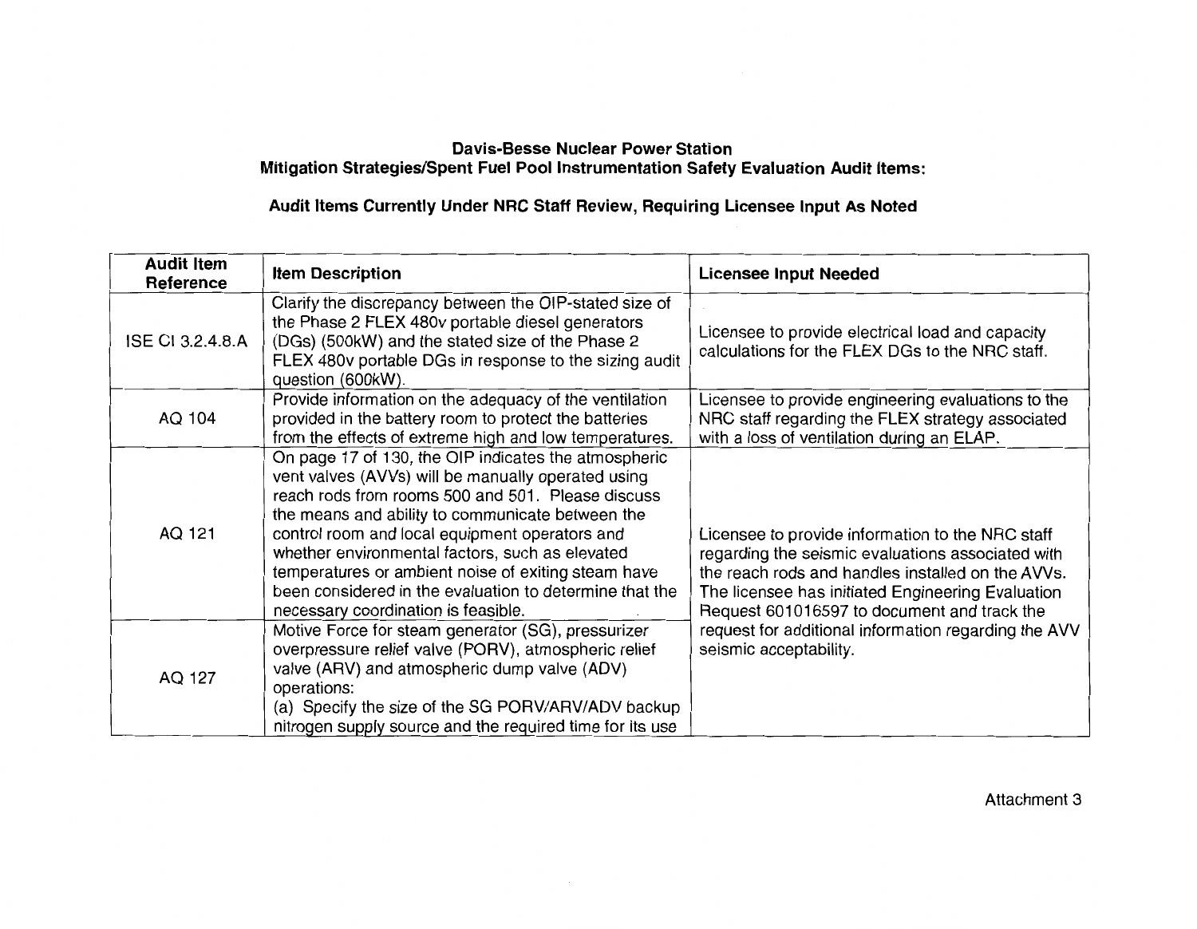**Davis-Besse Nuclear Power Station**
**Mitigation Strategies/Spent Fuel Pool Instrumentation Safety Evaluation Audit Items:**

**Audit Items Currently Under NRC Staff Review, Requiring Licensee Input As Noted**

| Audit Item Reference | Item Description | Licensee Input Needed |
|---|---|---|
| ISE CI 3.2.4.8.A | Clarify the discrepancy between the OIP-stated size of the Phase 2 FLEX 480v portable diesel generators (DGs) (500kW) and the stated size of the Phase 2 FLEX 480v portable DGs in response to the sizing audit question (600kW). | Licensee to provide electrical load and capacity calculations for the FLEX DGs to the NRC staff. |
| AQ 104 | Provide information on the adequacy of the ventilation provided in the battery room to protect the batteries from the effects of extreme high and low temperatures. | Licensee to provide engineering evaluations to the NRC staff regarding the FLEX strategy associated with a loss of ventilation during an ELAP. |
| AQ 121 | On page 17 of 130, the OIP indicates the atmospheric vent valves (AVVs) will be manually operated using reach rods from rooms 500 and 501. Please discuss the means and ability to communicate between the control room and local equipment operators and whether environmental factors, such as elevated temperatures or ambient noise of exiting steam have been considered in the evaluation to determine that the necessary coordination is feasible. | Licensee to provide information to the NRC staff regarding the seismic evaluations associated with the reach rods and handles installed on the AVVs. The licensee has initiated Engineering Evaluation Request 601016597 to document and track the request for additional information regarding the AVV seismic acceptability. |
| AQ 127 | Motive Force for steam generator (SG), pressurizer overpressure relief valve (PORV), atmospheric relief valve (ARV) and atmospheric dump valve (ADV) operations:<br>(a) Specify the size of the SG PORV/ARV/ADV backup nitrogen supply source and the required time for its use | |

Attachment 3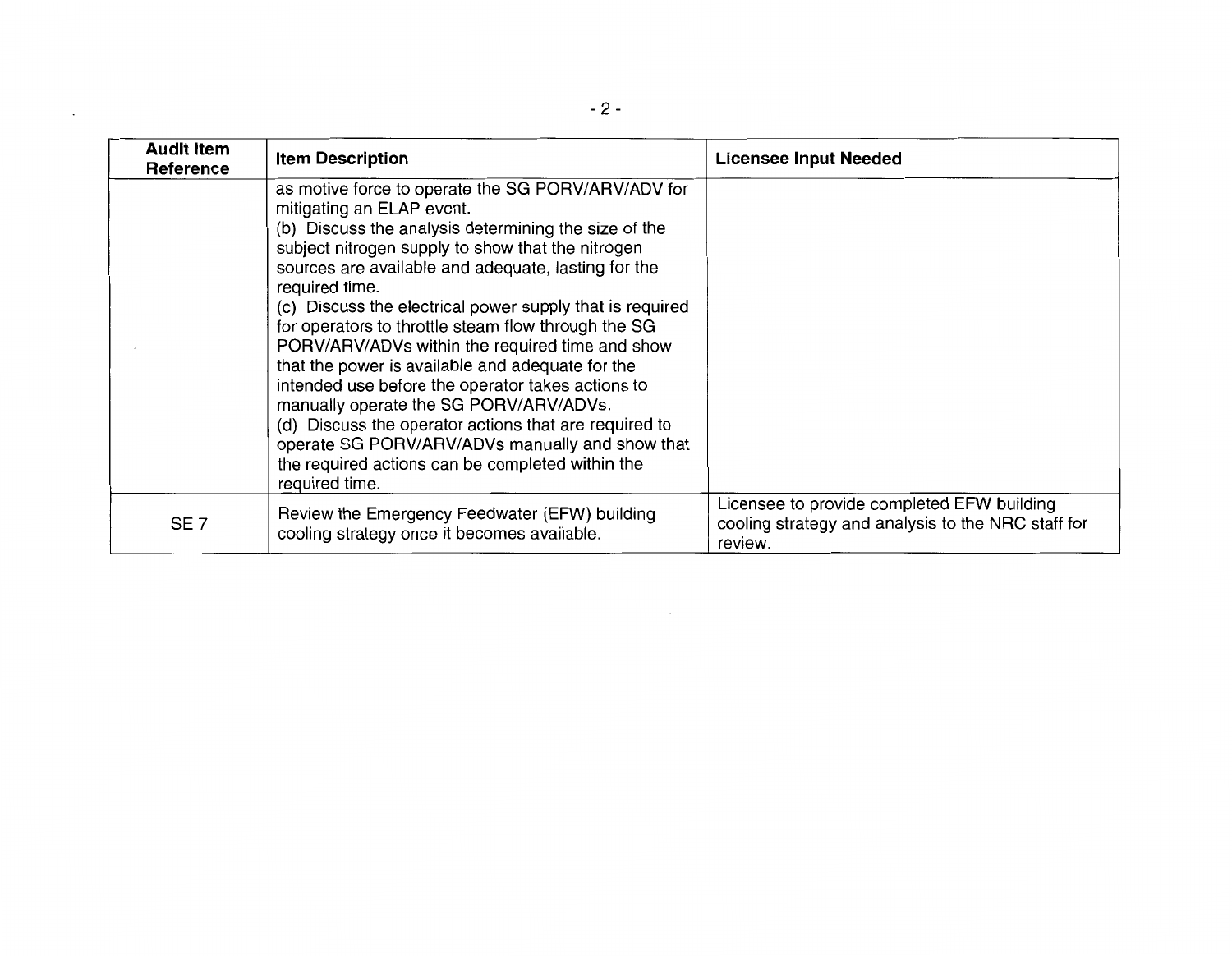| Audit Item Reference | Item Description | Licensee Input Needed |
|---|---|---|
| | as motive force to operate the SG PORV/ARV/ADV for mitigating an ELAP event.<br>(b) Discuss the analysis determining the size of the subject nitrogen supply to show that the nitrogen sources are available and adequate, lasting for the required time.<br>(c) Discuss the electrical power supply that is required for operators to throttle steam flow through the SG PORV/ARV/ADVs within the required time and show that the power is available and adequate for the intended use before the operator takes actions to manually operate the SG PORV/ARV/ADVs.<br>(d) Discuss the operator actions that are required to operate SG PORV/ARV/ADVs manually and show that the required actions can be completed within the required time. | |
| SE 7 | Review the Emergency Feedwater (EFW) building cooling strategy once it becomes available. | Licensee to provide completed EFW building cooling strategy and analysis to the NRC staff for review. |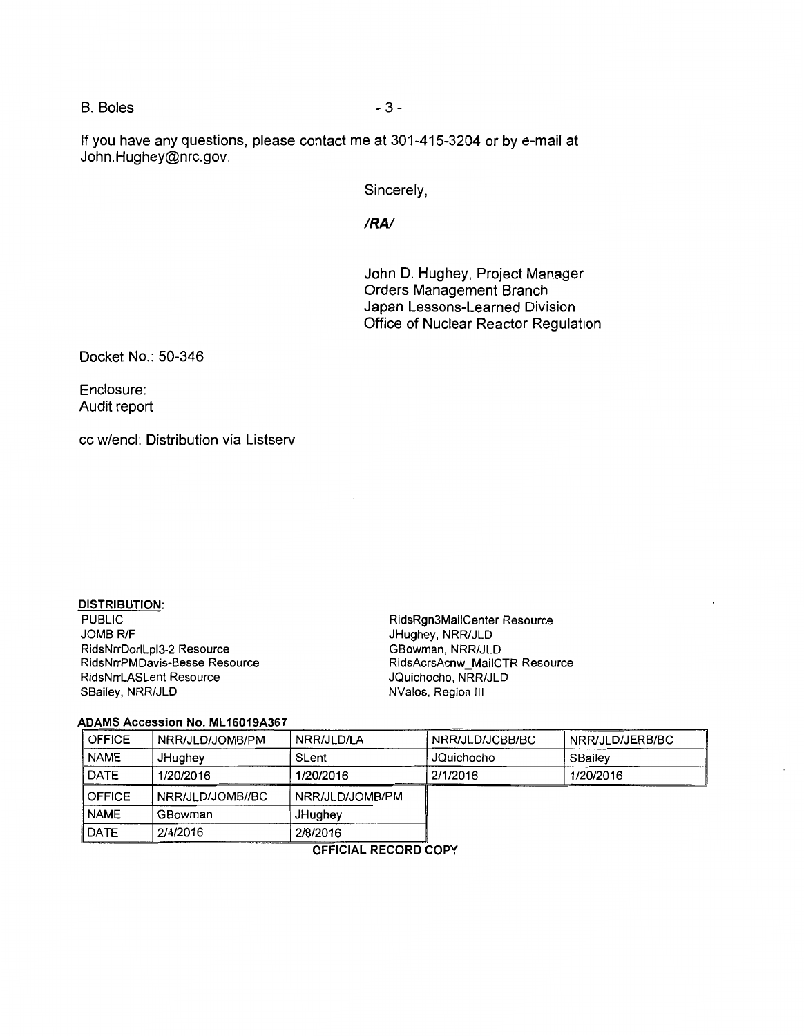If you have any questions, please contact me at 301-415-3204 or by e-mail at John.Hughey@nrc.gov.

Sincerely,

*/RA/*

John D. Hughey, Project Manager
Orders Management Branch
Japan Lessons-Learned Division
Office of Nuclear Reactor Regulation

Docket No.: 50-346

Enclosure:
Audit report

cc w/encl: Distribution via Listserv

**DISTRIBUTION:**

PUBLIC
JOMB R/F
RidsNrrDorlLpl3-2 Resource
RidsNrrPMDavis-Besse Resource
RidsNrrLASLent Resource
SBailey, NRR/JLD
RidsRgn3MailCenter Resource
JHughey, NRR/JLD
GBowman, NRR/JLD
RidsAcrsAcnw_MailCTR Resource
JQuichocho, NRR/JLD
NValos, Region III

**ADAMS Accession No. ML16019A367**

| OFFICE | NRR/JLD/JOMB/PM | NRR/JLD/LA | NRR/JLD/JCBB/BC | NRR/JLD/JERB/BC |
|---|---|---|---|---|
| NAME | JHughey | SLent | JQuichocho | SBailey |
| DATE | 1/20/2016 | 1/20/2016 | 2/1/2016 | 1/20/2016 |
| OFFICE | NRR/JLD/JOMB//BC | NRR/JLD/JOMB/PM | | |
| NAME | GBowman | JHughey | | |
| DATE | 2/4/2016 | 2/8/2016 | | |

**OFFICIAL RECORD COPY**